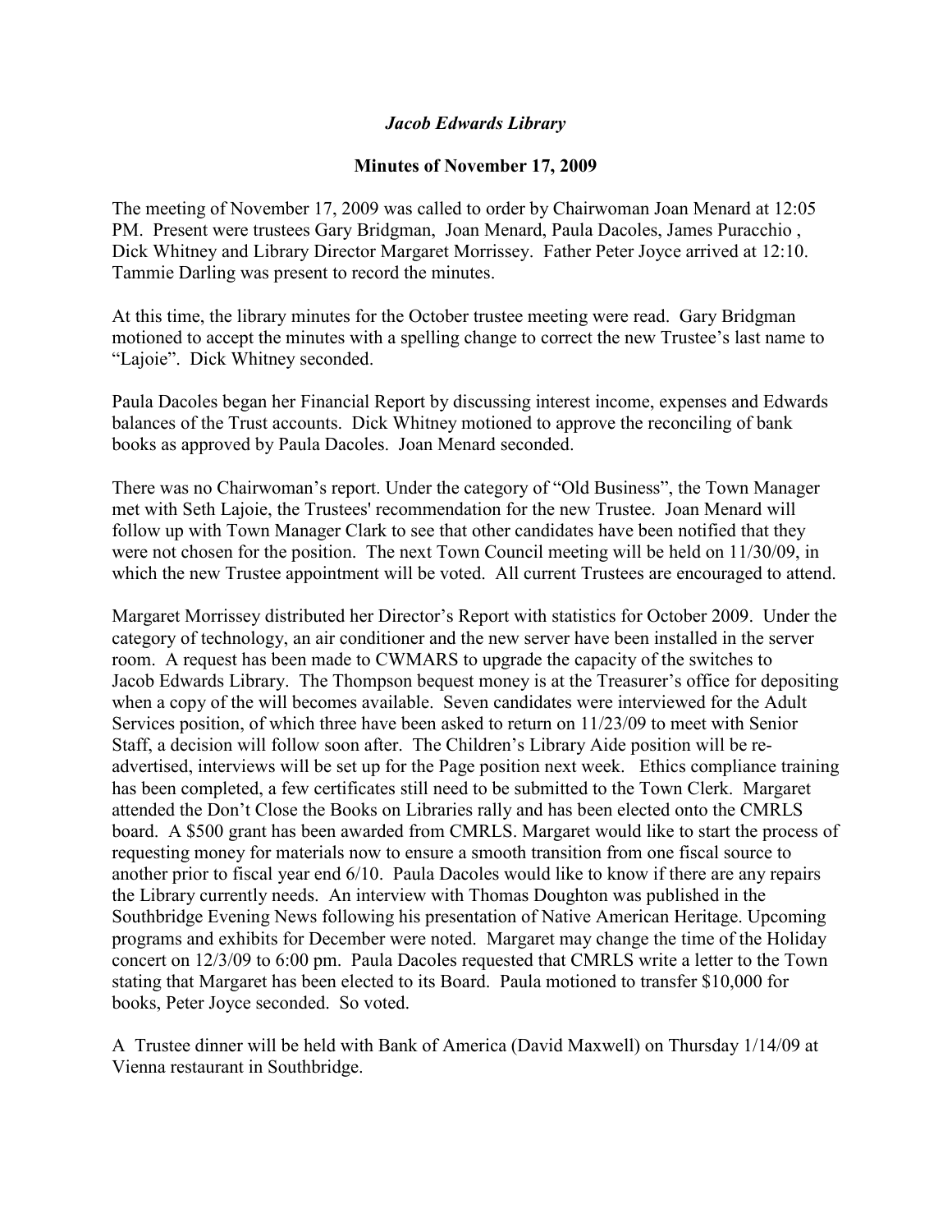***Jacob Edwards Library***

**Minutes of November 17, 2009**

The meeting of November 17, 2009 was called to order by Chairwoman Joan Menard at 12:05 PM. Present were trustees Gary Bridgman, Joan Menard, Paula Dacoles, James Puracchio , Dick Whitney and Library Director Margaret Morrissey. Father Peter Joyce arrived at 12:10. Tammie Darling was present to record the minutes.

At this time, the library minutes for the October trustee meeting were read. Gary Bridgman motioned to accept the minutes with a spelling change to correct the new Trustee's last name to "Lajoie". Dick Whitney seconded.

Paula Dacoles began her Financial Report by discussing interest income, expenses and Edwards balances of the Trust accounts. Dick Whitney motioned to approve the reconciling of bank books as approved by Paula Dacoles. Joan Menard seconded.

There was no Chairwoman's report. Under the category of "Old Business", the Town Manager met with Seth Lajoie, the Trustees' recommendation for the new Trustee. Joan Menard will follow up with Town Manager Clark to see that other candidates have been notified that they were not chosen for the position. The next Town Council meeting will be held on 11/30/09, in which the new Trustee appointment will be voted. All current Trustees are encouraged to attend.

Margaret Morrissey distributed her Director's Report with statistics for October 2009. Under the category of technology, an air conditioner and the new server have been installed in the server room. A request has been made to CWMARS to upgrade the capacity of the switches to Jacob Edwards Library. The Thompson bequest money is at the Treasurer's office for depositing when a copy of the will becomes available. Seven candidates were interviewed for the Adult Services position, of which three have been asked to return on 11/23/09 to meet with Senior Staff, a decision will follow soon after. The Children's Library Aide position will be re-advertised, interviews will be set up for the Page position next week. Ethics compliance training has been completed, a few certificates still need to be submitted to the Town Clerk. Margaret attended the Don't Close the Books on Libraries rally and has been elected onto the CMRLS board. A $500 grant has been awarded from CMRLS. Margaret would like to start the process of requesting money for materials now to ensure a smooth transition from one fiscal source to another prior to fiscal year end 6/10. Paula Dacoles would like to know if there are any repairs the Library currently needs. An interview with Thomas Doughton was published in the Southbridge Evening News following his presentation of Native American Heritage. Upcoming programs and exhibits for December were noted. Margaret may change the time of the Holiday concert on 12/3/09 to 6:00 pm. Paula Dacoles requested that CMRLS write a letter to the Town stating that Margaret has been elected to its Board. Paula motioned to transfer $10,000 for books, Peter Joyce seconded. So voted.

A Trustee dinner will be held with Bank of America (David Maxwell) on Thursday 1/14/09 at Vienna restaurant in Southbridge.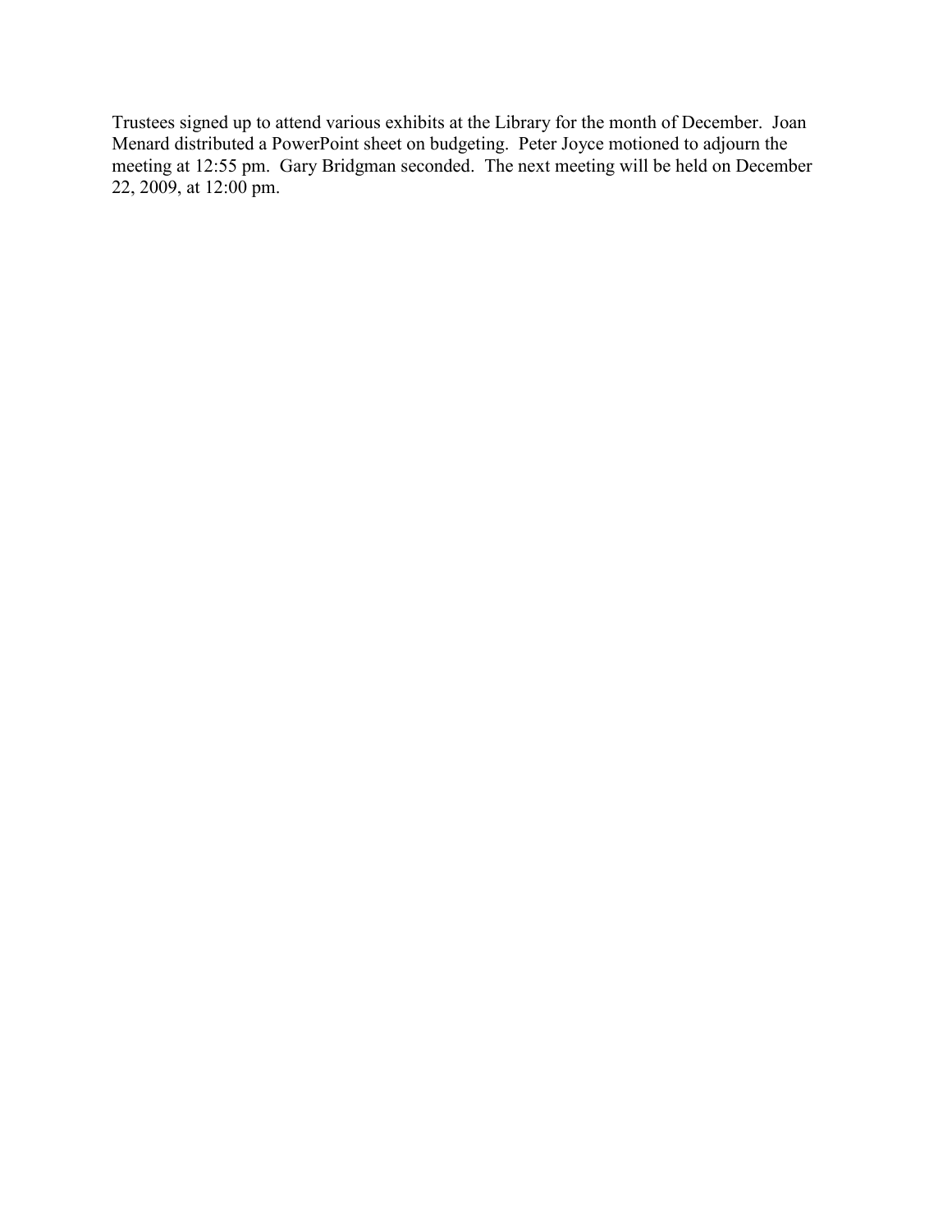Trustees signed up to attend various exhibits at the Library for the month of December. Joan Menard distributed a PowerPoint sheet on budgeting. Peter Joyce motioned to adjourn the meeting at 12:55 pm. Gary Bridgman seconded. The next meeting will be held on December 22, 2009, at 12:00 pm.